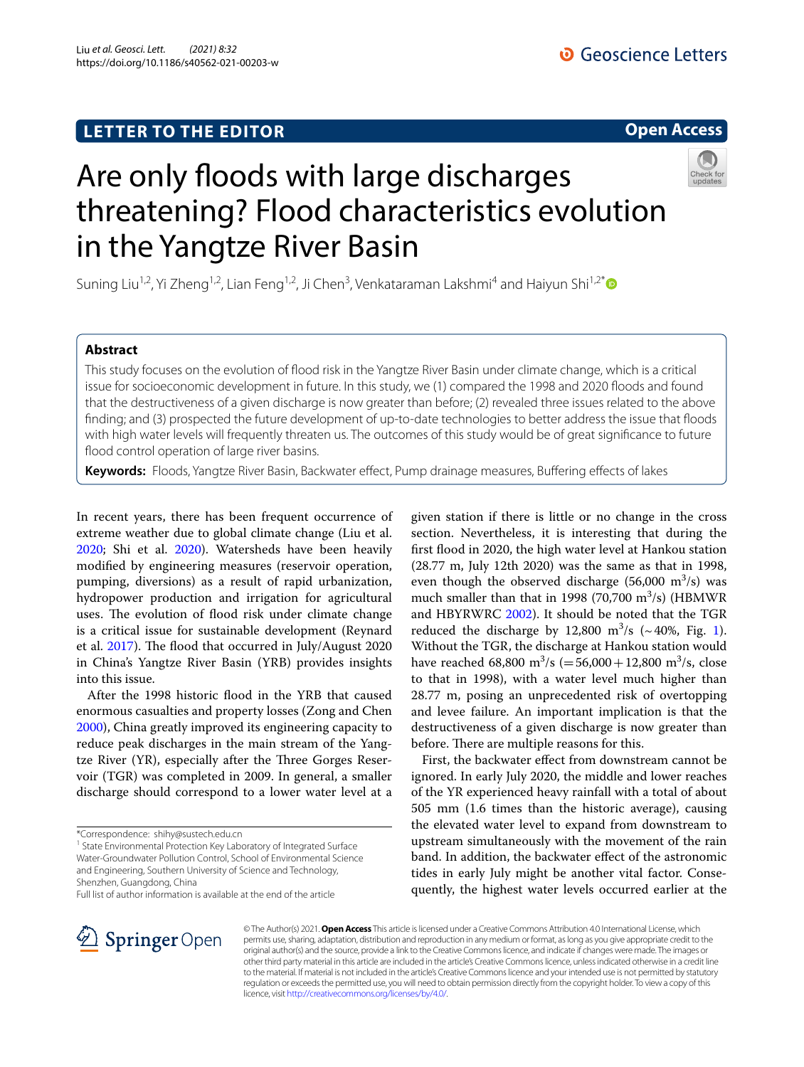LETTER TO THE EDITOR

Open Access

# Are only floods with large discharges threatening? Flood characteristics evolution in the Yangtze River Basin

Suning Liu[1,2], Yi Zheng[1,2], Lian Feng[1,2], Ji Chen[3], Venkataraman Lakshmi[4] and Haiyun Shi[1,2*]

## Abstract

This study focuses on the evolution of flood risk in the Yangtze River Basin under climate change, which is a critical issue for socioeconomic development in future. In this study, we (1) compared the 1998 and 2020 floods and found that the destructiveness of a given discharge is now greater than before; (2) revealed three issues related to the above finding; and (3) prospected the future development of up-to-date technologies to better address the issue that floods with high water levels will frequently threaten us. The outcomes of this study would be of great significance to future flood control operation of large river basins.

**Keywords:** Floods, Yangtze River Basin, Backwater effect, Pump drainage measures, Buffering effects of lakes

In recent years, there has been frequent occurrence of extreme weather due to global climate change (Liu et al. 2020; Shi et al. 2020). Watersheds have been heavily modified by engineering measures (reservoir operation, pumping, diversions) as a result of rapid urbanization, hydropower production and irrigation for agricultural uses. The evolution of flood risk under climate change is a critical issue for sustainable development (Reynard et al. 2017). The flood that occurred in July/August 2020 in China's Yangtze River Basin (YRB) provides insights into this issue.

After the 1998 historic flood in the YRB that caused enormous casualties and property losses (Zong and Chen 2000), China greatly improved its engineering capacity to reduce peak discharges in the main stream of the Yangtze River (YR), especially after the Three Gorges Reservoir (TGR) was completed in 2009. In general, a smaller discharge should correspond to a lower water level at a given station if there is little or no change in the cross section. Nevertheless, it is interesting that during the first flood in 2020, the high water level at Hankou station (28.77 m, July 12th 2020) was the same as that in 1998, even though the observed discharge (56,000 $m^3/s$) was much smaller than that in 1998 (70,700 $m^3/s$) (HBMWR and HBYRWRC 2002). It should be noted that the TGR reduced the discharge by 12,800 $m^3/s$ (~40%, Fig. 1). Without the TGR, the discharge at Hankou station would have reached 68,800 $m^3/s$ (=56,000+12,800 $m^3/s$, close to that in 1998), with a water level much higher than 28.77 m, posing an unprecedented risk of overtopping and levee failure. An important implication is that the destructiveness of a given discharge is now greater than before. There are multiple reasons for this.

First, the backwater effect from downstream cannot be ignored. In early July 2020, the middle and lower reaches of the YR experienced heavy rainfall with a total of about 505 mm (1.6 times than the historic average), causing the elevated water level to expand from downstream to upstream simultaneously with the movement of the rain band. In addition, the backwater effect of the astronomic tides in early July might be another vital factor. Consequently, the highest water levels occurred earlier at the

*Correspondence: shihy@sustech.edu.cn
[1] State Environmental Protection Key Laboratory of Integrated Surface Water-Groundwater Pollution Control, School of Environmental Science and Engineering, Southern University of Science and Technology, Shenzhen, Guangdong, China
Full list of author information is available at the end of the article

© The Author(s) 2021. **Open Access** This article is licensed under a Creative Commons Attribution 4.0 International License, which permits use, sharing, adaptation, distribution and reproduction in any medium or format, as long as you give appropriate credit to the original author(s) and the source, provide a link to the Creative Commons licence, and indicate if changes were made. The images or other third party material in this article are included in the article's Creative Commons licence, unless indicated otherwise in a credit line to the material. If material is not included in the article's Creative Commons licence and your intended use is not permitted by statutory regulation or exceeds the permitted use, you will need to obtain permission directly from the copyright holder. To view a copy of this licence, visit http://creativecommons.org/licenses/by/4.0/.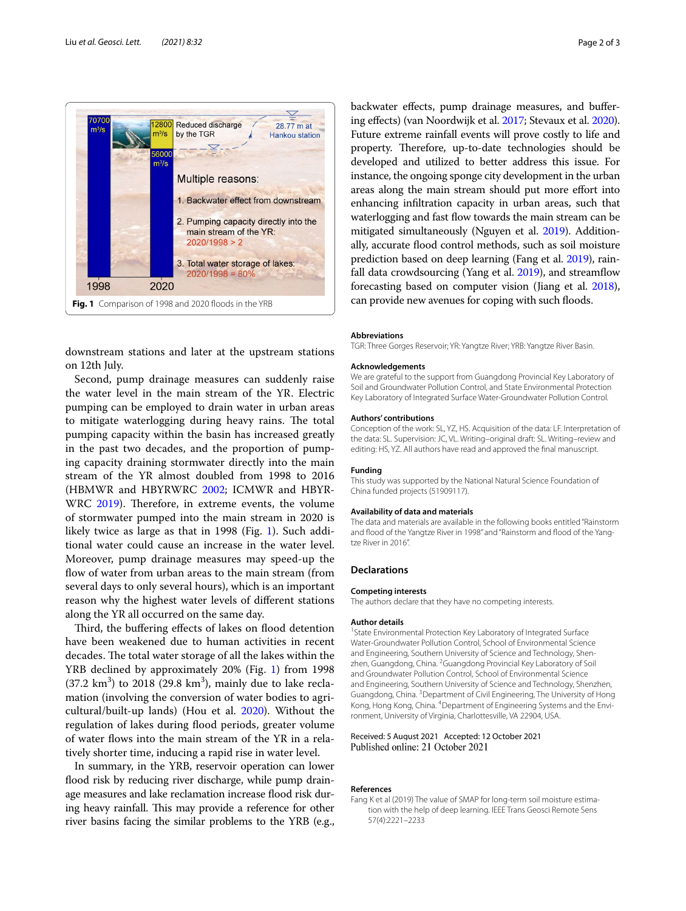Fig. 1 Comparison of 1998 and 2020 floods in the YRB

downstream stations and later at the upstream stations on 12th July.

Second, pump drainage measures can suddenly raise the water level in the main stream of the YR. Electric pumping can be employed to drain water in urban areas to mitigate waterlogging during heavy rains. The total pumping capacity within the basin has increased greatly in the past two decades, and the proportion of pumping capacity draining stormwater directly into the main stream of the YR almost doubled from 1998 to 2016 (HBMWR and HBYRWRC 2002; ICMWR and HBYRWRC 2019). Therefore, in extreme events, the volume of stormwater pumped into the main stream in 2020 is likely twice as large as that in 1998 (Fig. 1). Such additional water could cause an increase in the water level. Moreover, pump drainage measures may speed-up the flow of water from urban areas to the main stream (from several days to only several hours), which is an important reason why the highest water levels of different stations along the YR all occurred on the same day.

Third, the buffering effects of lakes on flood detention have been weakened due to human activities in recent decades. The total water storage of all the lakes within the YRB declined by approximately 20% (Fig. 1) from 1998 (37.2 $km^3$) to 2018 (29.8 $km^3$), mainly due to lake reclamation (involving the conversion of water bodies to agricultural/built-up lands) (Hou et al. 2020). Without the regulation of lakes during flood periods, greater volume of water flows into the main stream of the YR in a relatively shorter time, inducing a rapid rise in water level.

In summary, in the YRB, reservoir operation can lower flood risk by reducing river discharge, while pump drainage measures and lake reclamation increase flood risk during heavy rainfall. This may provide a reference for other river basins facing the similar problems to the YRB (e.g., backwater effects, pump drainage measures, and buffering effects) (van Noordwijk et al. 2017; Stevaux et al. 2020). Future extreme rainfall events will prove costly to life and property. Therefore, up-to-date technologies should be developed and utilized to better address this issue. For instance, the ongoing sponge city development in the urban areas along the main stream should put more effort into enhancing infiltration capacity in urban areas, such that waterlogging and fast flow towards the main stream can be mitigated simultaneously (Nguyen et al. 2019). Additionally, accurate flood control methods, such as soil moisture prediction based on deep learning (Fang et al. 2019), rainfall data crowdsourcing (Yang et al. 2019), and streamflow forecasting based on computer vision (Jiang et al. 2018), can provide new avenues for coping with such floods.

### Abbreviations
TGR: Three Gorges Reservoir; YR: Yangtze River; YRB: Yangtze River Basin.

### Acknowledgements
We are grateful to the support from Guangdong Provincial Key Laboratory of Soil and Groundwater Pollution Control, and State Environmental Protection Key Laboratory of Integrated Surface Water-Groundwater Pollution Control.

### Authors' contributions
Conception of the work: SL, YZ, HS. Acquisition of the data: LF. Interpretation of the data: SL. Supervision: JC, VL. Writing–original draft: SL. Writing–review and editing: HS, YZ. All authors have read and approved the final manuscript.

### Funding
This study was supported by the National Natural Science Foundation of China funded projects (51909117).

### Availability of data and materials
The data and materials are available in the following books entitled "Rainstorm and flood of the Yangtze River in 1998" and "Rainstorm and flood of the Yangtze River in 2016".

## Declarations

### Competing interests
The authors declare that they have no competing interests.

### Author details
[1]State Environmental Protection Key Laboratory of Integrated Surface Water-Groundwater Pollution Control, School of Environmental Science and Engineering, Southern University of Science and Technology, Shenzhen, Guangdong, China. [2]Guangdong Provincial Key Laboratory of Soil and Groundwater Pollution Control, School of Environmental Science and Engineering, Southern University of Science and Technology, Shenzhen, Guangdong, China. [3]Department of Civil Engineering, The University of Hong Kong, Hong Kong, China. [4]Department of Engineering Systems and the Environment, University of Virginia, Charlottesville, VA 22904, USA.

Received: 5 August 2021 Accepted: 12 October 2021
Published online: 21 October 2021

### References
Fang K et al (2019) The value of SMAP for long-term soil moisture estimation with the help of deep learning. IEEE Trans Geosci Remote Sens 57(4):2221–2233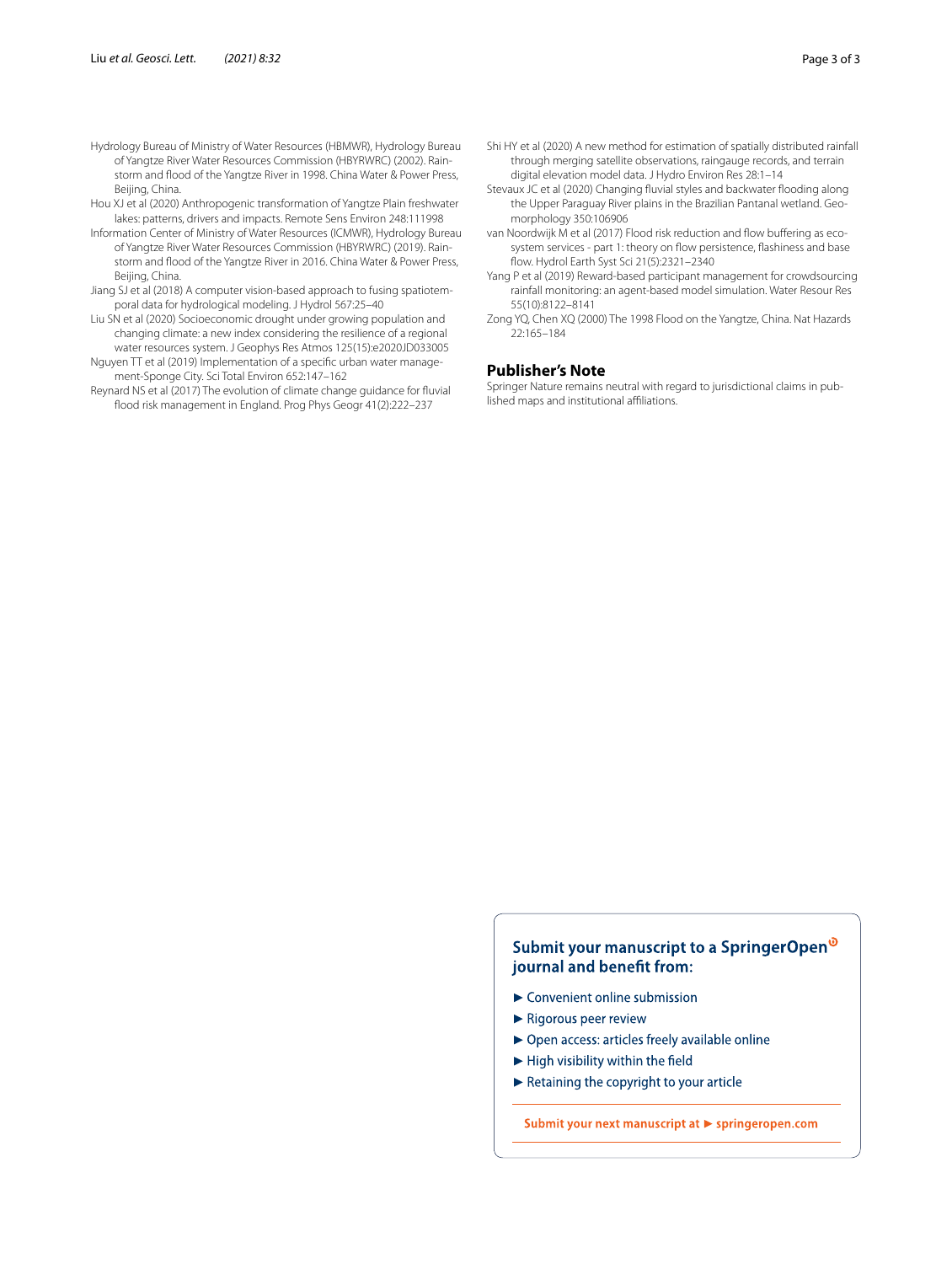Hydrology Bureau of Ministry of Water Resources (HBMWR), Hydrology Bureau of Yangtze River Water Resources Commission (HBYRWRC) (2002). Rainstorm and flood of the Yangtze River in 1998. China Water & Power Press, Beijing, China.

Hou XJ et al (2020) Anthropogenic transformation of Yangtze Plain freshwater lakes: patterns, drivers and impacts. Remote Sens Environ 248:111998

Information Center of Ministry of Water Resources (ICMWR), Hydrology Bureau of Yangtze River Water Resources Commission (HBYRWRC) (2019). Rainstorm and flood of the Yangtze River in 2016. China Water & Power Press, Beijing, China.

Jiang SJ et al (2018) A computer vision-based approach to fusing spatiotemporal data for hydrological modeling. J Hydrol 567:25–40

Liu SN et al (2020) Socioeconomic drought under growing population and changing climate: a new index considering the resilience of a regional water resources system. J Geophys Res Atmos 125(15):e2020JD033005

Nguyen TT et al (2019) Implementation of a specific urban water management-Sponge City. Sci Total Environ 652:147–162

Reynard NS et al (2017) The evolution of climate change guidance for fluvial flood risk management in England. Prog Phys Geogr 41(2):222–237

Shi HY et al (2020) A new method for estimation of spatially distributed rainfall through merging satellite observations, raingauge records, and terrain digital elevation model data. J Hydro Environ Res 28:1–14

Stevaux JC et al (2020) Changing fluvial styles and backwater flooding along the Upper Paraguay River plains in the Brazilian Pantanal wetland. Geomorphology 350:106906

van Noordwijk M et al (2017) Flood risk reduction and flow buffering as ecosystem services - part 1: theory on flow persistence, flashiness and base flow. Hydrol Earth Syst Sci 21(5):2321–2340

Yang P et al (2019) Reward-based participant management for crowdsourcing rainfall monitoring: an agent-based model simulation. Water Resour Res 55(10):8122–8141

Zong YQ, Chen XQ (2000) The 1998 Flood on the Yangtze, China. Nat Hazards 22:165–184

## Publisher's Note

Springer Nature remains neutral with regard to jurisdictional claims in published maps and institutional affiliations.

**Submit your manuscript to a SpringerOpen journal and benefit from:**

- ► Convenient online submission
- ► Rigorous peer review
- ► Open access: articles freely available online
- ► High visibility within the field
- ► Retaining the copyright to your article

**Submit your next manuscript at ► springeropen.com**